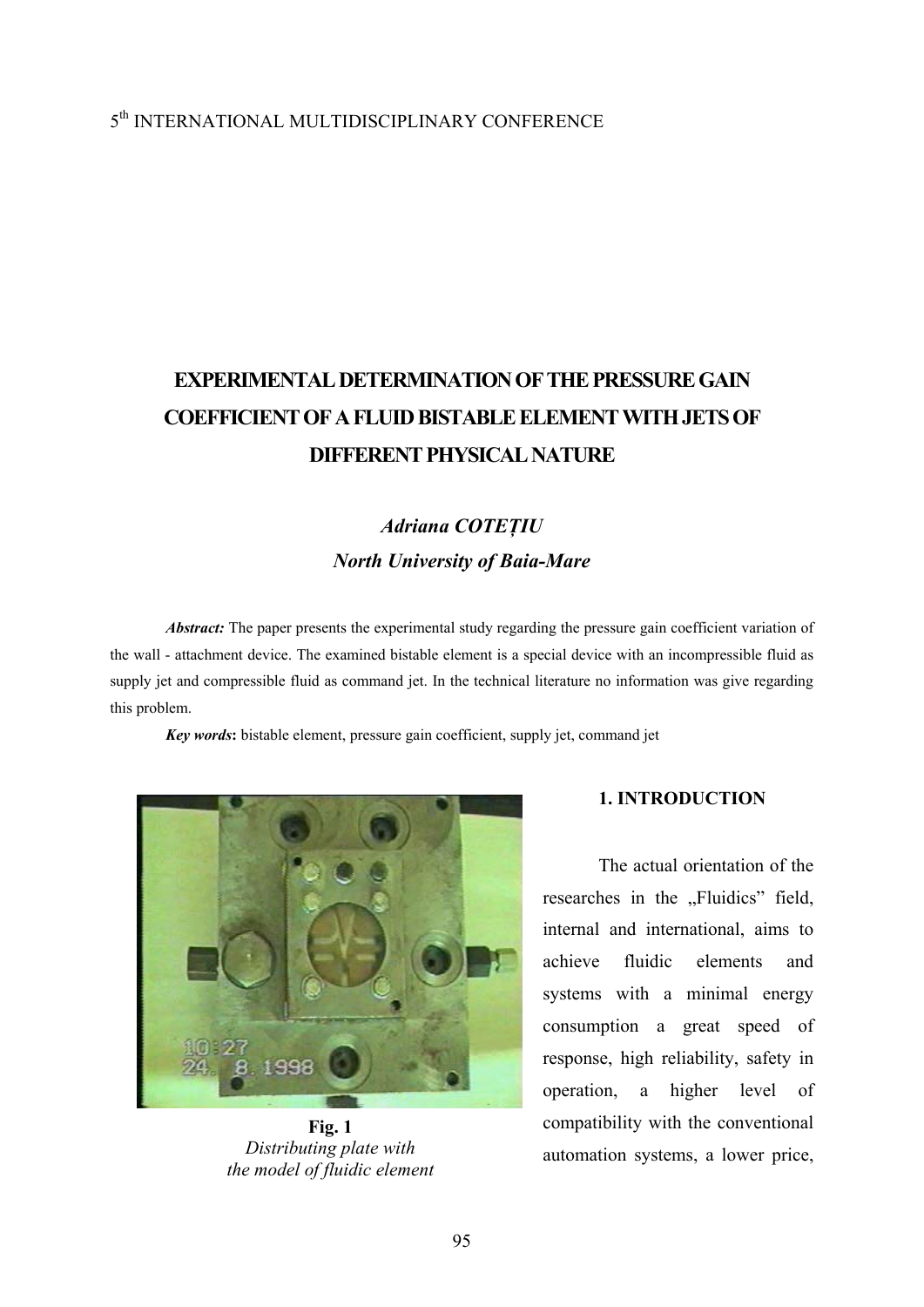5th INTERNATIONAL MULTIDISCIPLINARY CONFERENCE

# EXPERIMENTAL DETERMINATION OF THE PRESSURE GAIN COEFFICIENT OF A FLUID BISTABLE ELEMENT WITH JETS OF DIFFERENT PHYSICAL NATURE

***Adriana COTEȚIU***
***North University of Baia-Mare***

***Abstract:*** The paper presents the experimental study regarding the pressure gain coefficient variation of the wall - attachment device. The examined bistable element is a special device with an incompressible fluid as supply jet and compressible fluid as command jet. In the technical literature no information was give regarding this problem.

***Key words*****:** bistable element, pressure gain coefficient, supply jet, command jet

**Fig. 1**
*Distributing plate with the model of fluidic element*

## 1. INTRODUCTION

The actual orientation of the researches in the „Fluidics" field, internal and international, aims to achieve fluidic elements and systems with a minimal energy consumption a great speed of response, high reliability, safety in operation, a higher level of compatibility with the conventional automation systems, a lower price,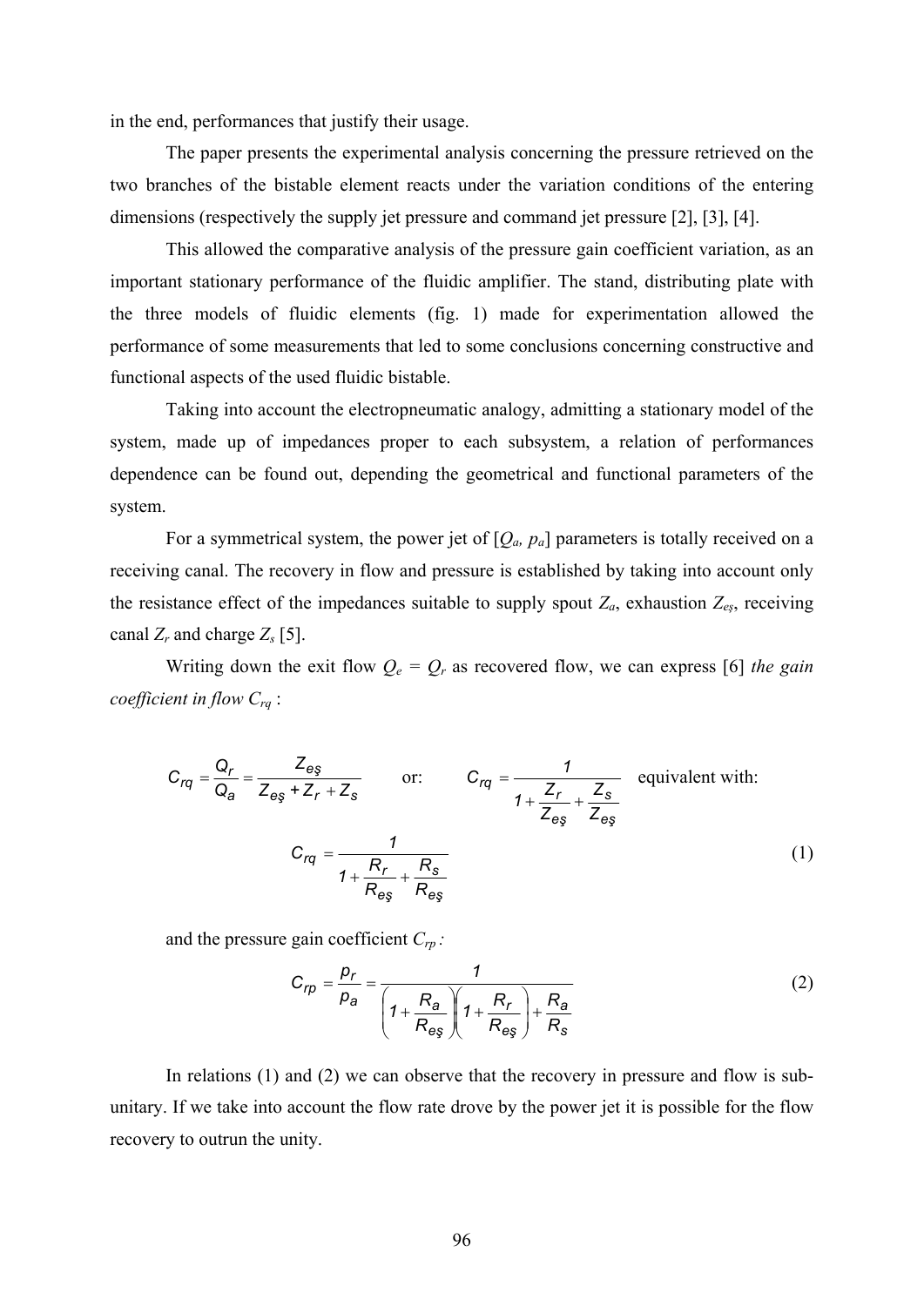in the end, performances that justify their usage.

The paper presents the experimental analysis concerning the pressure retrieved on the two branches of the bistable element reacts under the variation conditions of the entering dimensions (respectively the supply jet pressure and command jet pressure [2], [3], [4].

This allowed the comparative analysis of the pressure gain coefficient variation, as an important stationary performance of the fluidic amplifier. The stand, distributing plate with the three models of fluidic elements (fig. 1) made for experimentation allowed the performance of some measurements that led to some conclusions concerning constructive and functional aspects of the used fluidic bistable.

Taking into account the electropneumatic analogy, admitting a stationary model of the system, made up of impedances proper to each subsystem, a relation of performances dependence can be found out, depending the geometrical and functional parameters of the system.

For a symmetrical system, the power jet of [$Q_a$, $p_a$] parameters is totally received on a receiving canal. The recovery in flow and pressure is established by taking into account only the resistance effect of the impedances suitable to supply spout $Z_a$, exhaustion $Z_{eş}$, receiving canal $Z_r$ and charge $Z_s$ [5].

Writing down the exit flow $Q_e = Q_r$ as recovered flow, we can express [6] *the gain coefficient in flow* $C_{rq}$ :

$$C_{rq} = \frac{Q_r}{Q_a} = \frac{Z_{eş}}{Z_{eş} + Z_r + Z_s} \qquad \text{or:} \qquad C_{rq} = \frac{1}{1 + \frac{Z_r}{Z_{eş}} + \frac{Z_s}{Z_{eş}}} \quad \text{equivalent with:}$$

$$C_{rq} = \frac{1}{1 + \frac{R_r}{R_{eş}} + \frac{R_s}{R_{eş}}} \tag{1}$$

and the pressure gain coefficient $C_{rp}$:

$$C_{rp} = \frac{p_r}{p_a} = \frac{1}{\left(1 + \frac{R_a}{R_{eş}}\right)\left(1 + \frac{R_r}{R_{eş}}\right) + \frac{R_a}{R_s}} \tag{2}$$

In relations (1) and (2) we can observe that the recovery in pressure and flow is sub-unitary. If we take into account the flow rate drove by the power jet it is possible for the flow recovery to outrun the unity.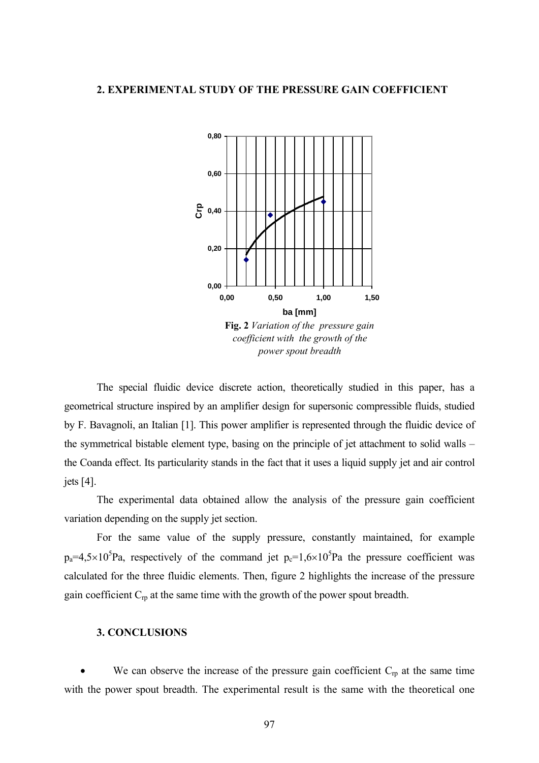## 2. EXPERIMENTAL STUDY OF THE PRESSURE GAIN COEFFICIENT

**Fig. 2** *Variation of the pressure gain coefficient with the growth of the power spout breadth*

The special fluidic device discrete action, theoretically studied in this paper, has a geometrical structure inspired by an amplifier design for supersonic compressible fluids, studied by F. Bavagnoli, an Italian [1]. This power amplifier is represented through the fluidic device of the symmetrical bistable element type, basing on the principle of jet attachment to solid walls – the Coanda effect. Its particularity stands in the fact that it uses a liquid supply jet and air control jets [4].

The experimental data obtained allow the analysis of the pressure gain coefficient variation depending on the supply jet section.

For the same value of the supply pressure, constantly maintained, for example $p_a=4{,}5\times10^5$Pa, respectively of the command jet $p_c=1{,}6\times10^5$Pa the pressure coefficient was calculated for the three fluidic elements. Then, figure 2 highlights the increase of the pressure gain coefficient $C_{rp}$ at the same time with the growth of the power spout breadth.

## 3. CONCLUSIONS

- We can observe the increase of the pressure gain coefficient $C_{rp}$ at the same time with the power spout breadth. The experimental result is the same with the theoretical one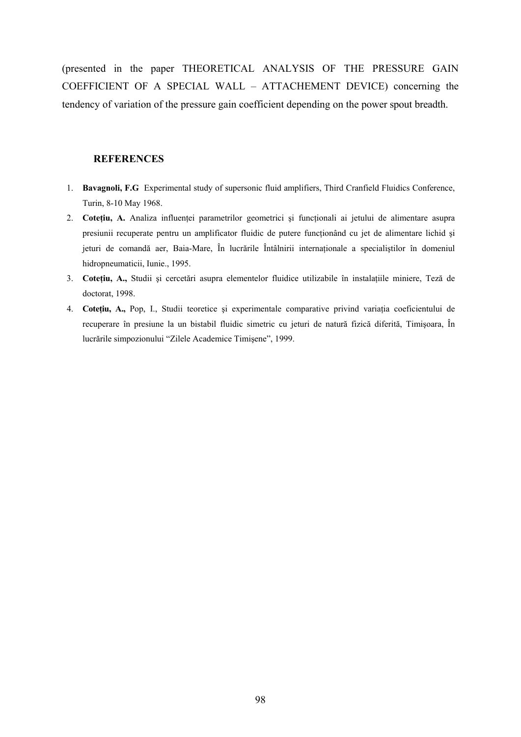(presented in the paper THEORETICAL ANALYSIS OF THE PRESSURE GAIN COEFFICIENT OF A SPECIAL WALL – ATTACHEMENT DEVICE) concerning the tendency of variation of the pressure gain coefficient depending on the power spout breadth.

## REFERENCES

1. **Bavagnoli, F.G** Experimental study of supersonic fluid amplifiers, Third Cranfield Fluidics Conference, Turin, 8-10 May 1968.
2. **Coteţiu, A.** Analiza influenţei parametrilor geometrici şi funcţionali ai jetului de alimentare asupra presiunii recuperate pentru un amplificator fluidic de putere funcţionând cu jet de alimentare lichid şi jeturi de comandă aer, Baia-Mare, În lucrările Întâlnirii internaţionale a specialiştilor în domeniul hidropneumaticii, Iunie., 1995.
3. **Coteţiu, A.,** Studii şi cercetări asupra elementelor fluidice utilizabile în instalaţiile miniere, Teză de doctorat, 1998.
4. **Coteţiu, A.,** Pop, I., Studii teoretice şi experimentale comparative privind variaţia coeficientului de recuperare în presiune la un bistabil fluidic simetric cu jeturi de natură fizică diferită, Timişoara, În lucrările simpozionului "Zilele Academice Timişene", 1999.